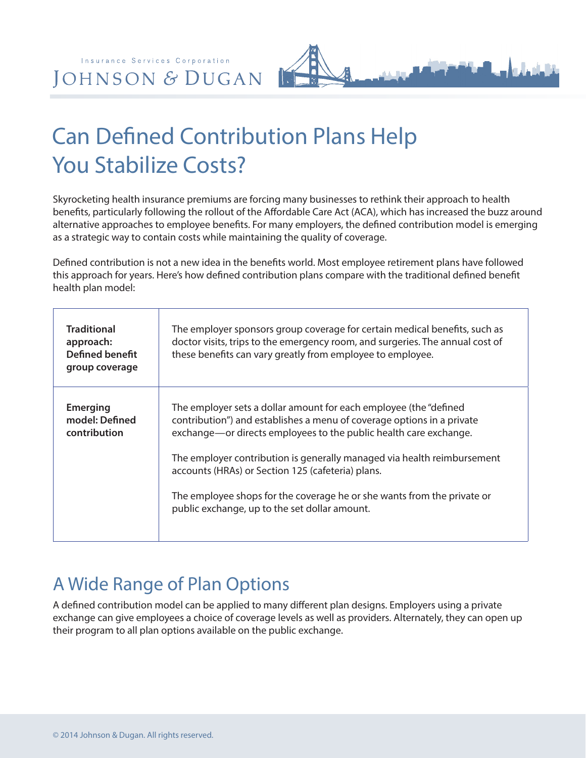Insurance Services Corporation

JOHNSON & DUGAN

# Can Defined Contribution Plans Help You Stabilize Costs?

Skyrocketing health insurance premiums are forcing many businesses to rethink their approach to health benefits, particularly following the rollout of the Affordable Care Act (ACA), which has increased the buzz around alternative approaches to employee benefits. For many employers, the defined contribution model is emerging as a strategic way to contain costs while maintaining the quality of coverage.

Defined contribution is not a new idea in the benefits world. Most employee retirement plans have followed this approach for years. Here's how defined contribution plans compare with the traditional defined benefit health plan model:

| | |
|---|---|
| **Traditional approach: Defined benefit group coverage** | The employer sponsors group coverage for certain medical benefits, such as doctor visits, trips to the emergency room, and surgeries. The annual cost of these benefits can vary greatly from employee to employee. |
| **Emerging model: Defined contribution** | The employer sets a dollar amount for each employee (the "defined contribution") and establishes a menu of coverage options in a private exchange—or directs employees to the public health care exchange.<br><br>The employer contribution is generally managed via health reimbursement accounts (HRAs) or Section 125 (cafeteria) plans.<br><br>The employee shops for the coverage he or she wants from the private or public exchange, up to the set dollar amount. |

## A Wide Range of Plan Options

A defined contribution model can be applied to many different plan designs. Employers using a private exchange can give employees a choice of coverage levels as well as providers. Alternately, they can open up their program to all plan options available on the public exchange.

© 2014 Johnson & Dugan. All rights reserved.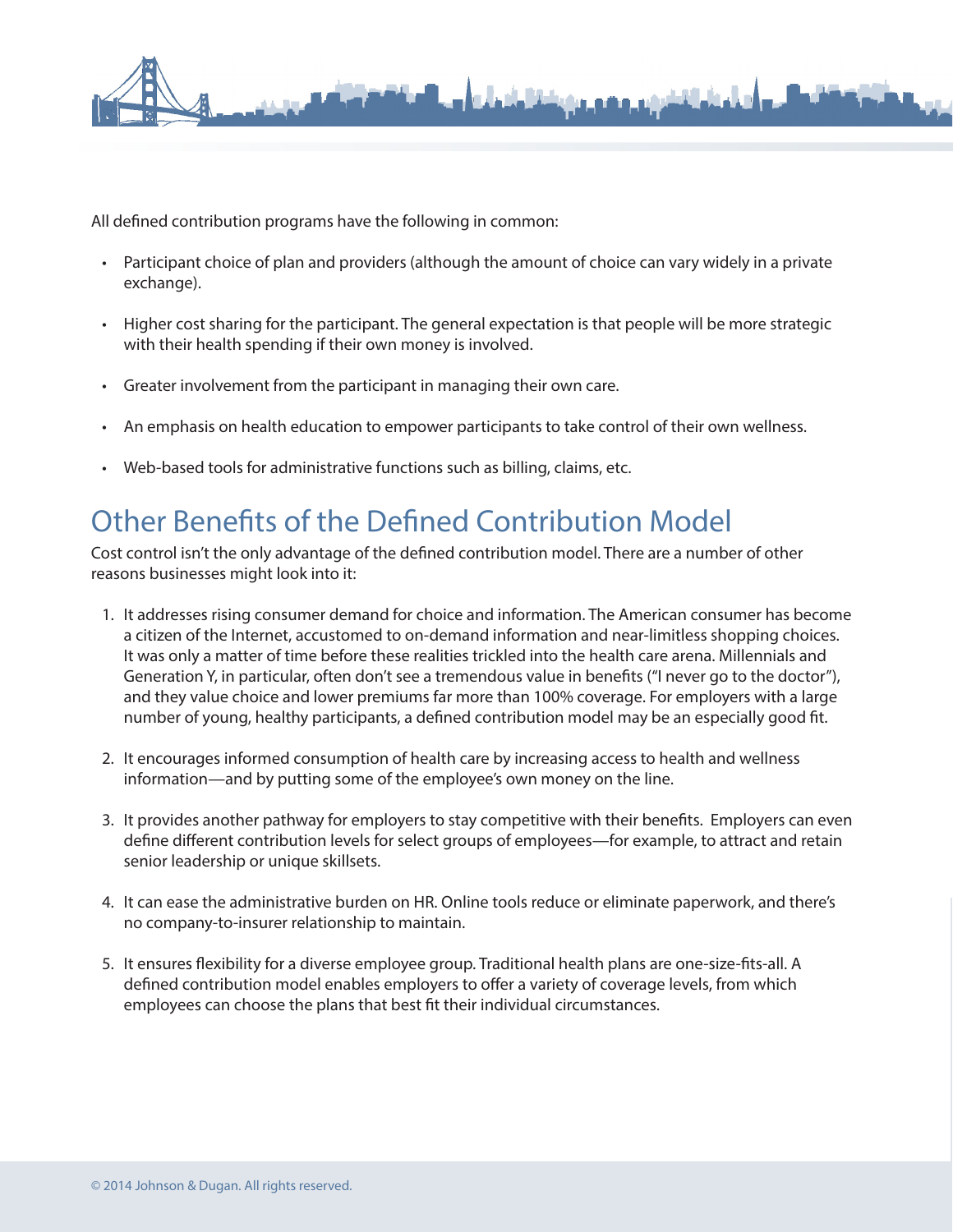All defined contribution programs have the following in common:

- Participant choice of plan and providers (although the amount of choice can vary widely in a private exchange).
- Higher cost sharing for the participant. The general expectation is that people will be more strategic with their health spending if their own money is involved.
- Greater involvement from the participant in managing their own care.
- An emphasis on health education to empower participants to take control of their own wellness.
- Web-based tools for administrative functions such as billing, claims, etc.

## Other Benefits of the Defined Contribution Model

Cost control isn't the only advantage of the defined contribution model. There are a number of other reasons businesses might look into it:

1. It addresses rising consumer demand for choice and information. The American consumer has become a citizen of the Internet, accustomed to on-demand information and near-limitless shopping choices. It was only a matter of time before these realities trickled into the health care arena. Millennials and Generation Y, in particular, often don't see a tremendous value in benefits ("I never go to the doctor"), and they value choice and lower premiums far more than 100% coverage. For employers with a large number of young, healthy participants, a defined contribution model may be an especially good fit.

2. It encourages informed consumption of health care by increasing access to health and wellness information—and by putting some of the employee's own money on the line.

3. It provides another pathway for employers to stay competitive with their benefits. Employers can even define different contribution levels for select groups of employees—for example, to attract and retain senior leadership or unique skillsets.

4. It can ease the administrative burden on HR. Online tools reduce or eliminate paperwork, and there's no company-to-insurer relationship to maintain.

5. It ensures flexibility for a diverse employee group. Traditional health plans are one-size-fits-all. A defined contribution model enables employers to offer a variety of coverage levels, from which employees can choose the plans that best fit their individual circumstances.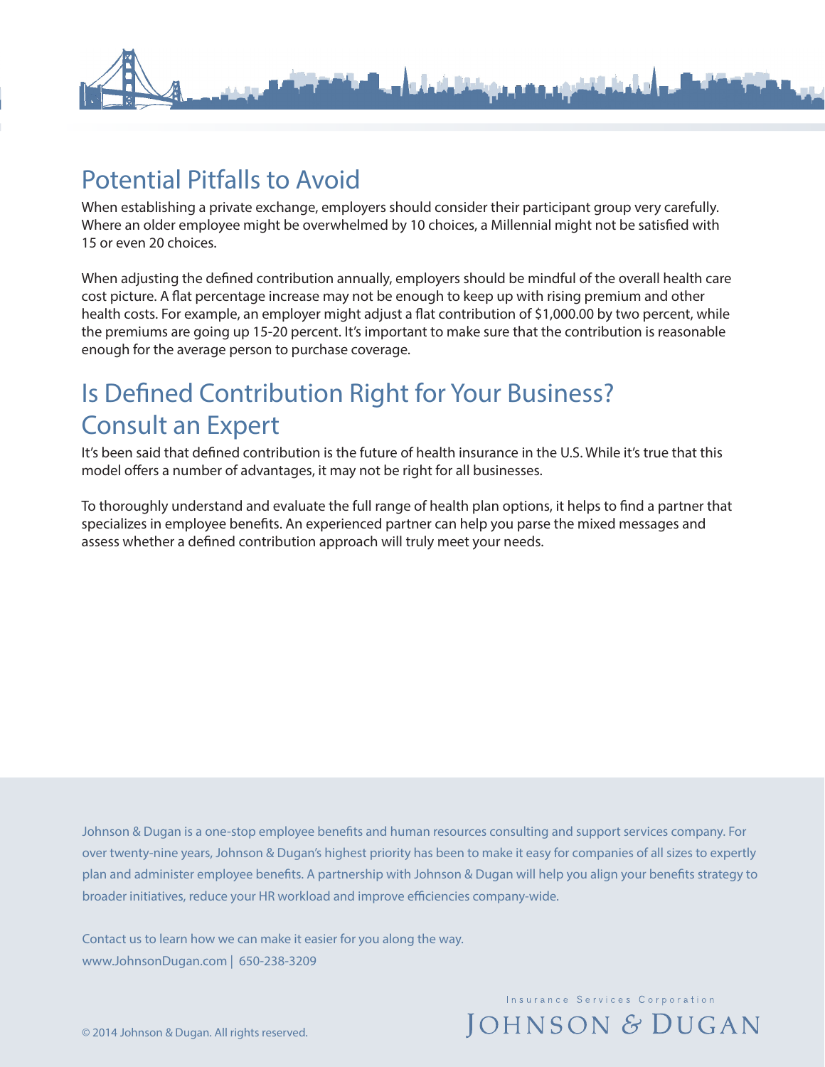## Potential Pitfalls to Avoid

When establishing a private exchange, employers should consider their participant group very carefully. Where an older employee might be overwhelmed by 10 choices, a Millennial might not be satisfied with 15 or even 20 choices.

When adjusting the defined contribution annually, employers should be mindful of the overall health care cost picture. A flat percentage increase may not be enough to keep up with rising premium and other health costs. For example, an employer might adjust a flat contribution of $1,000.00 by two percent, while the premiums are going up 15-20 percent. It's important to make sure that the contribution is reasonable enough for the average person to purchase coverage.

## Is Defined Contribution Right for Your Business? Consult an Expert

It's been said that defined contribution is the future of health insurance in the U.S. While it's true that this model offers a number of advantages, it may not be right for all businesses.

To thoroughly understand and evaluate the full range of health plan options, it helps to find a partner that specializes in employee benefits. An experienced partner can help you parse the mixed messages and assess whether a defined contribution approach will truly meet your needs.

Johnson & Dugan is a one-stop employee benefits and human resources consulting and support services company. For over twenty-nine years, Johnson & Dugan's highest priority has been to make it easy for companies of all sizes to expertly plan and administer employee benefits. A partnership with Johnson & Dugan will help you align your benefits strategy to broader initiatives, reduce your HR workload and improve efficiencies company-wide.

Contact us to learn how we can make it easier for you along the way.
www.JohnsonDugan.com | 650-238-3209

Insurance Services Corporation
JOHNSON & DUGAN

© 2014 Johnson & Dugan. All rights reserved.